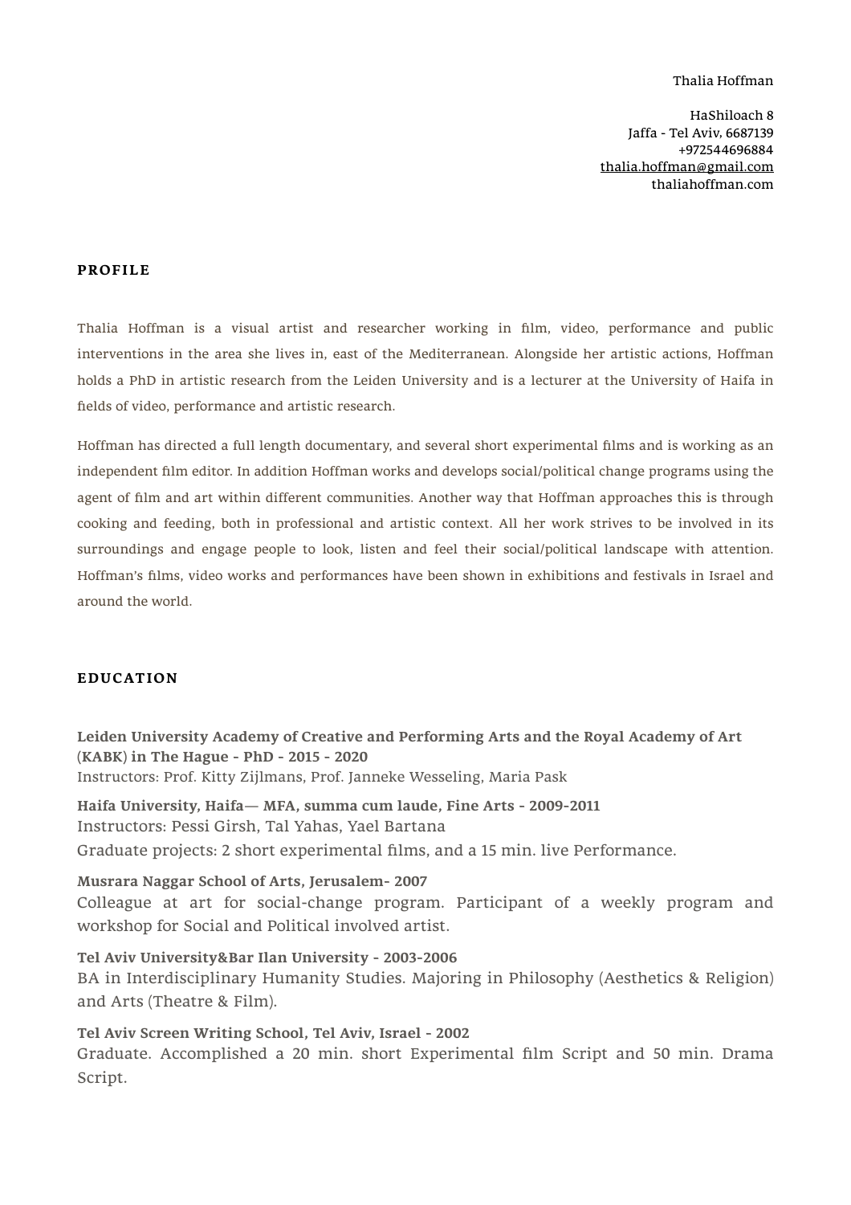Thalia Hoffman

HaShiloach 8
Jaffa - Tel Aviv, 6687139
+972544696884
thalia.hoffman@gmail.com
thaliahoffman.com

## PROFILE

Thalia Hoffman is a visual artist and researcher working in film, video, performance and public interventions in the area she lives in, east of the Mediterranean. Alongside her artistic actions, Hoffman holds a PhD in artistic research from the Leiden University and is a lecturer at the University of Haifa in fields of video, performance and artistic research.

Hoffman has directed a full length documentary, and several short experimental films and is working as an independent film editor. In addition Hoffman works and develops social/political change programs using the agent of film and art within different communities. Another way that Hoffman approaches this is through cooking and feeding, both in professional and artistic context. All her work strives to be involved in its surroundings and engage people to look, listen and feel their social/political landscape with attention. Hoffman's films, video works and performances have been shown in exhibitions and festivals in Israel and around the world.

## EDUCATION

**Leiden University Academy of Creative and Performing Arts and the Royal Academy of Art (KABK) in The Hague - PhD - 2015 - 2020**
Instructors: Prof. Kitty Zijlmans, Prof. Janneke Wesseling, Maria Pask

**Haifa University, Haifa— MFA, summa cum laude, Fine Arts - 2009-2011**
Instructors: Pessi Girsh, Tal Yahas, Yael Bartana
Graduate projects: 2 short experimental films, and a 15 min. live Performance.

**Musrara Naggar School of Arts, Jerusalem- 2007**
Colleague at art for social-change program. Participant of a weekly program and workshop for Social and Political involved artist.

**Tel Aviv University&Bar Ilan University - 2003-2006**
BA in Interdisciplinary Humanity Studies. Majoring in Philosophy (Aesthetics & Religion) and Arts (Theatre & Film).

**Tel Aviv Screen Writing School, Tel Aviv, Israel - 2002**
Graduate. Accomplished a 20 min. short Experimental film Script and 50 min. Drama Script.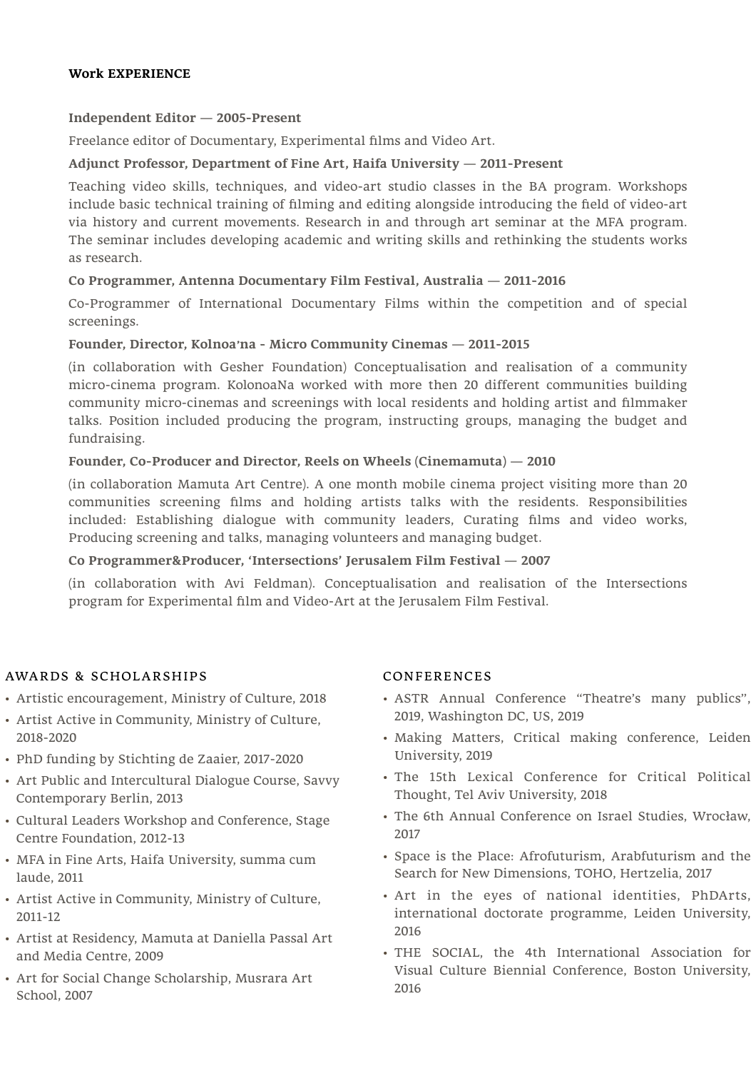## Work EXPERIENCE

**Independent Editor — 2005-Present**

Freelance editor of Documentary, Experimental films and Video Art.

**Adjunct Professor, Department of Fine Art, Haifa University — 2011-Present**

Teaching video skills, techniques, and video-art studio classes in the BA program. Workshops include basic technical training of filming and editing alongside introducing the field of video-art via history and current movements. Research in and through art seminar at the MFA program. The seminar includes developing academic and writing skills and rethinking the students works as research.

**Co Programmer, Antenna Documentary Film Festival, Australia — 2011-2016**

Co-Programmer of International Documentary Films within the competition and of special screenings.

**Founder, Director, Kolnoa'na - Micro Community Cinemas — 2011-2015**

(in collaboration with Gesher Foundation) Conceptualisation and realisation of a community micro-cinema program. KolonoaNa worked with more then 20 different communities building community micro-cinemas and screenings with local residents and holding artist and filmmaker talks. Position included producing the program, instructing groups, managing the budget and fundraising.

**Founder, Co-Producer and Director, Reels on Wheels (Cinemamuta) — 2010**

(in collaboration Mamuta Art Centre). A one month mobile cinema project visiting more than 20 communities screening films and holding artists talks with the residents. Responsibilities included: Establishing dialogue with community leaders, Curating films and video works, Producing screening and talks, managing volunteers and managing budget.

**Co Programmer&Producer, 'Intersections' Jerusalem Film Festival — 2007**

(in collaboration with Avi Feldman). Conceptualisation and realisation of the Intersections program for Experimental film and Video-Art at the Jerusalem Film Festival.

## AWARDS & SCHOLARSHIPS

- Artistic encouragement, Ministry of Culture, 2018
- Artist Active in Community, Ministry of Culture, 2018-2020
- PhD funding by Stichting de Zaaier, 2017-2020
- Art Public and Intercultural Dialogue Course, Savvy Contemporary Berlin, 2013
- Cultural Leaders Workshop and Conference, Stage Centre Foundation, 2012-13
- MFA in Fine Arts, Haifa University, summa cum laude, 2011
- Artist Active in Community, Ministry of Culture, 2011-12
- Artist at Residency, Mamuta at Daniella Passal Art and Media Centre, 2009
- Art for Social Change Scholarship, Musrara Art School, 2007

## CONFERENCES

- ASTR Annual Conference "Theatre's many publics", 2019, Washington DC, US, 2019
- Making Matters, Critical making conference, Leiden University, 2019
- The 15th Lexical Conference for Critical Political Thought, Tel Aviv University, 2018
- The 6th Annual Conference on Israel Studies, Wrocław, 2017
- Space is the Place: Afrofuturism, Arabfuturism and the Search for New Dimensions, TOHO, Hertzelia, 2017
- Art in the eyes of national identities, PhDArts, international doctorate programme, Leiden University, 2016
- THE SOCIAL, the 4th International Association for Visual Culture Biennial Conference, Boston University, 2016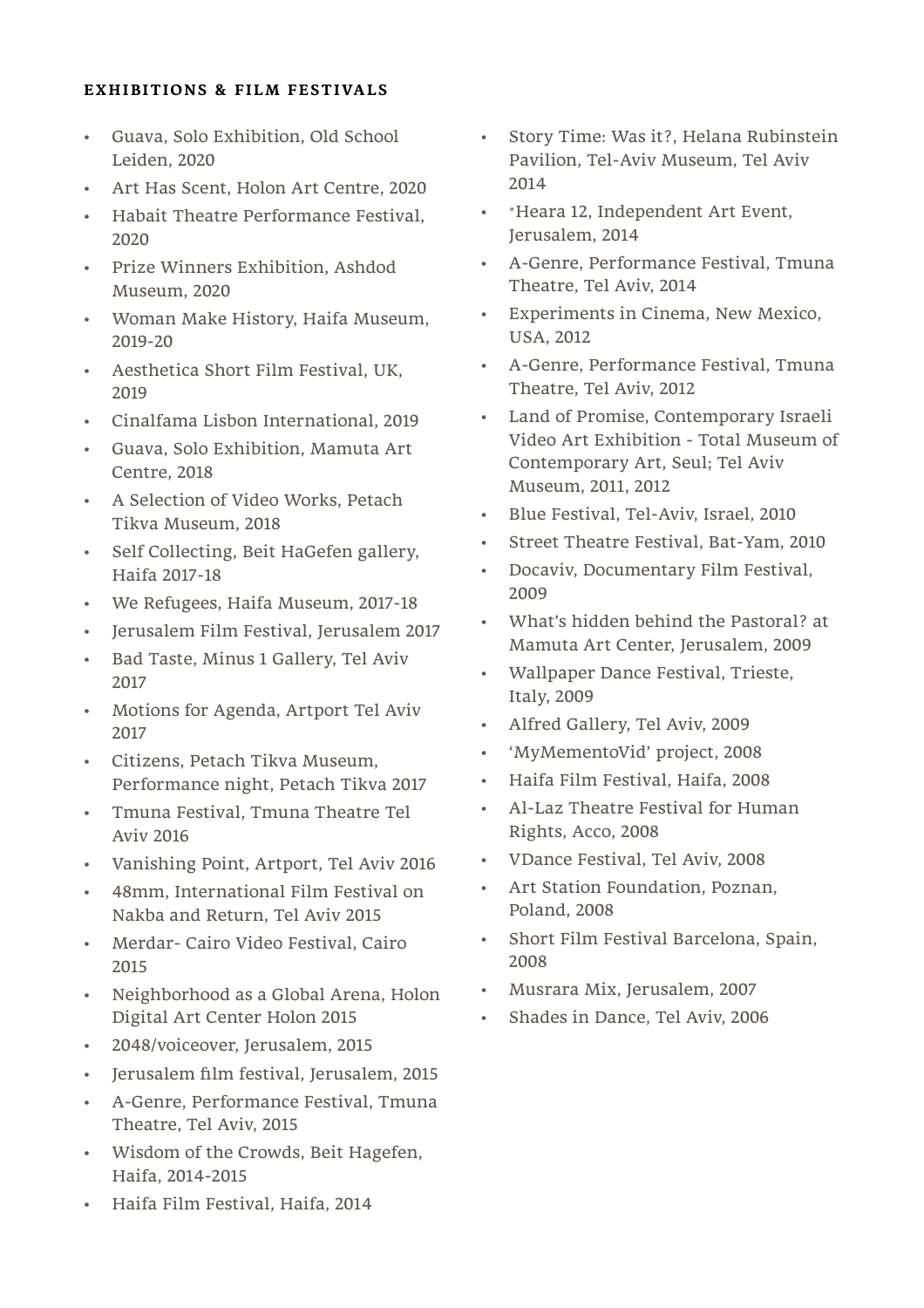**EXHIBITIONS & FILM FESTIVALS**

- Guava, Solo Exhibition, Old School Leiden, 2020
- Art Has Scent, Holon Art Centre, 2020
- Habait Theatre Performance Festival, 2020
- Prize Winners Exhibition, Ashdod Museum, 2020
- Woman Make History, Haifa Museum, 2019-20
- Aesthetica Short Film Festival, UK, 2019
- Cinalfama Lisbon International, 2019
- Guava, Solo Exhibition, Mamuta Art Centre, 2018
- A Selection of Video Works, Petach Tikva Museum, 2018
- Self Collecting, Beit HaGefen gallery, Haifa 2017-18
- We Refugees, Haifa Museum, 2017-18
- Jerusalem Film Festival, Jerusalem 2017
- Bad Taste, Minus 1 Gallery, Tel Aviv 2017
- Motions for Agenda, Artport Tel Aviv 2017
- Citizens, Petach Tikva Museum, Performance night, Petach Tikva 2017
- Tmuna Festival, Tmuna Theatre Tel Aviv 2016
- Vanishing Point, Artport, Tel Aviv 2016
- 48mm, International Film Festival on Nakba and Return, Tel Aviv 2015
- Merdar- Cairo Video Festival, Cairo 2015
- Neighborhood as a Global Arena, Holon Digital Art Center Holon 2015
- 2048/voiceover, Jerusalem, 2015
- Jerusalem film festival, Jerusalem, 2015
- A-Genre, Performance Festival, Tmuna Theatre, Tel Aviv, 2015
- Wisdom of the Crowds, Beit Hagefen, Haifa, 2014-2015
- Haifa Film Festival, Haifa, 2014
- Story Time: Was it?, Helana Rubinstein Pavilion, Tel-Aviv Museum, Tel Aviv 2014
- *Heara 12, Independent Art Event, Jerusalem, 2014
- A-Genre, Performance Festival, Tmuna Theatre, Tel Aviv, 2014
- Experiments in Cinema, New Mexico, USA, 2012
- A-Genre, Performance Festival, Tmuna Theatre, Tel Aviv, 2012
- Land of Promise, Contemporary Israeli Video Art Exhibition - Total Museum of Contemporary Art, Seul; Tel Aviv Museum, 2011, 2012
- Blue Festival, Tel-Aviv, Israel, 2010
- Street Theatre Festival, Bat-Yam, 2010
- Docaviv, Documentary Film Festival, 2009
- What's hidden behind the Pastoral? at Mamuta Art Center, Jerusalem, 2009
- Wallpaper Dance Festival, Trieste, Italy, 2009
- Alfred Gallery, Tel Aviv, 2009
- 'MyMementoVid' project, 2008
- Haifa Film Festival, Haifa, 2008
- Al-Laz Theatre Festival for Human Rights, Acco, 2008
- VDance Festival, Tel Aviv, 2008
- Art Station Foundation, Poznan, Poland, 2008
- Short Film Festival Barcelona, Spain, 2008
- Musrara Mix, Jerusalem, 2007
- Shades in Dance, Tel Aviv, 2006